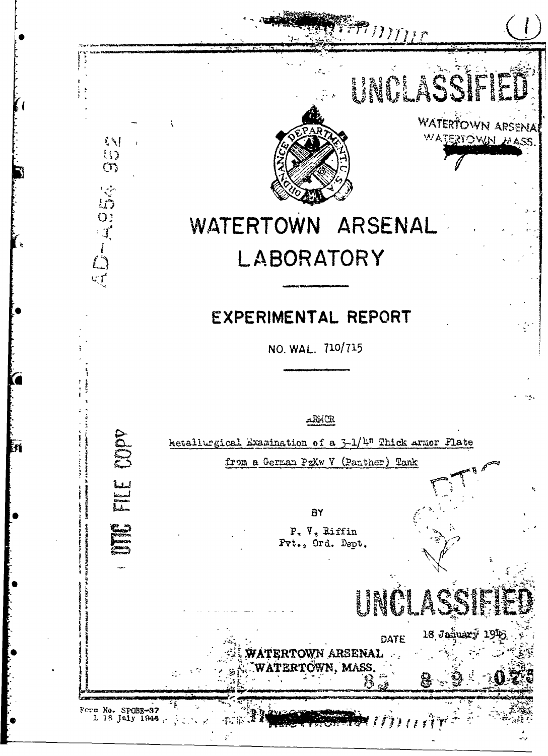UNCLASSIFIED

WATERTOWN ARSENAL
WATERTOWN, MASS.

AD-A954 952

# WATERTOWN ARSENAL LABORATORY

## EXPERIMENTAL REPORT

NO. WAL. 710/715

ARMOR

Metallurgical Examination of a 3-1/4" Thick Armor Plate from a German PzKw V (Panther) Tank

BY

P. V. Riffin
Pvt., Ord. Dept.

DTIC FILE COPY

UNCLASSIFIED

DATE 18 January 1945

WATERTOWN ARSENAL
WATERTOWN, MASS.

85 8 9 075

Form No. SPOBE-37
L 18 July 1944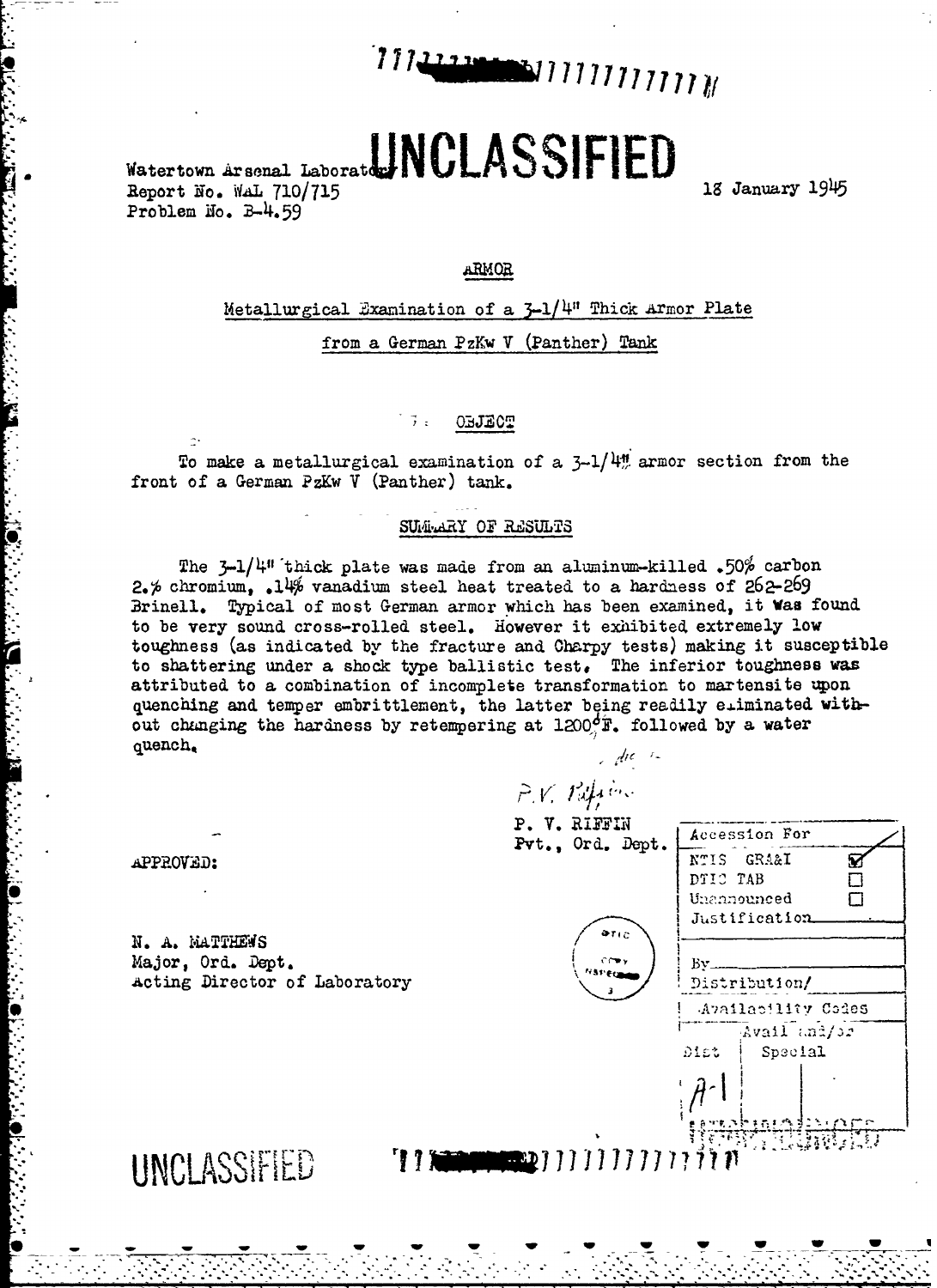UNCLASSIFIED

Watertown Arsenal Laboratory
Report No. WAL 710/715
Problem No. B-4.59

18 January 1945

ARMOR

Metallurgical Examination of a 3-1/4" Thick Armor Plate from a German PzKw V (Panther) Tank

## OBJECT

To make a metallurgical examination of a 3-1/4" armor section from the front of a German PzKw V (Panther) tank.

## SUMMARY OF RESULTS

The 3-1/4" thick plate was made from an aluminum-killed .50% carbon 2.% chromium, .14% vanadium steel heat treated to a hardness of 262-269 Brinell. Typical of most German armor which has been examined, it was found to be very sound cross-rolled steel. However it exhibited extremely low toughness (as indicated by the fracture and Charpy tests) making it susceptible to shattering under a shock type ballistic test. The inferior toughness was attributed to a combination of incomplete transformation to martensite upon quenching and temper embrittlement, the latter being readily eliminated without changing the hardness by retempering at 1200°F. followed by a water quench.

P. V. RIFFIN
Pvt., Ord. Dept.

APPROVED:

N. A. MATTHEWS
Major, Ord. Dept.
Acting Director of Laboratory

| Accession For | |
|---|---|
| NTIS GRA&I | ☑ |
| DTIC TAB | ☐ |
| Unannounced | ☐ |
| Justification | |
| By | |
| Distribution/ | |
| Availability Codes | |
| Dist | Avail and/or Special |
| A-1 | |

UNCLASSIFIED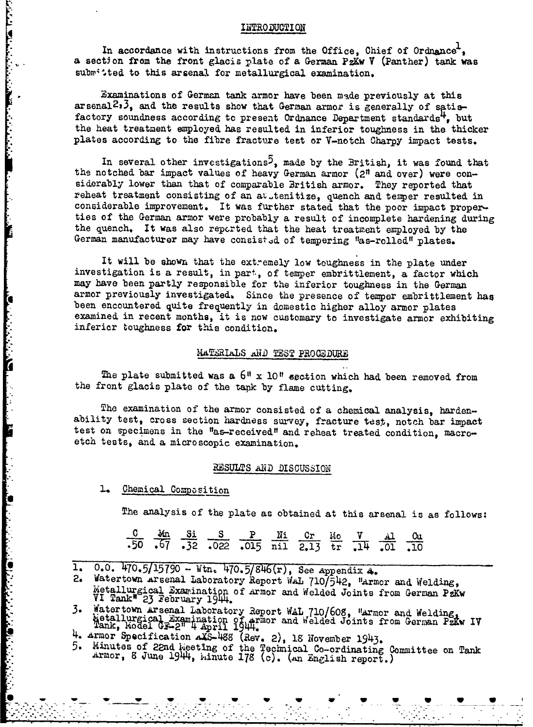## INTRODUCTION

In accordance with instructions from the Office, Chief of Ordnance[1], a section from the front glacis plate of a German PzKw V (Panther) tank was submitted to this arsenal for metallurgical examination.

Examinations of German tank armor have been made previously at this arsenal[2,3], and the results show that German armor is generally of satisfactory soundness according to present Ordnance Department standards[4], but the heat treatment employed has resulted in inferior toughness in the thicker plates according to the fibre fracture test or V-notch Charpy impact tests.

In several other investigations[5], made by the British, it was found that the notched bar impact values of heavy German armor (2" and over) were considerably lower than that of comparable British armor. They reported that reheat treatment consisting of an austenitize, quench and temper resulted in considerable improvement. It was further stated that the poor impact properties of the German armor were probably a result of incomplete hardening during the quench. It was also reported that the heat treatment employed by the German manufacturer may have consisted of tempering "as-rolled" plates.

It will be shown that the extremely low toughness in the plate under investigation is a result, in part, of temper embrittlement, a factor which may have been partly responsible for the inferior toughness in the German armor previously investigated. Since the presence of temper embrittlement has been encountered quite frequently in domestic higher alloy armor plates examined in recent months, it is now customary to investigate armor exhibiting inferior toughness for this condition.

## MATERIALS AND TEST PROCEDURE

The plate submitted was a 6" x 10" section which had been removed from the front glacis plate of the tank by flame cutting.

The examination of the armor consisted of a chemical analysis, hardenability test, cross section hardness survey, fracture test, notch bar impact test on specimens in the "as-received" and reheat treated condition, macroetch tests, and a microscopic examination.

## RESULTS AND DISCUSSION

1. Chemical Composition

The analysis of the plate as obtained at this arsenal is as follows:

| C | Mn | Si | S | P | Ni | Cr | Mo | V | Al | Cu |
|---|---|---|---|---|---|---|---|---|---|---|
| .50 | .67 | .32 | .022 | .015 | nil | 2.13 | tr | .14 | .01 | .10 |

---

1. O.O. 470.5/15790 - Wtn. 470.5/846(r), See Appendix A.
2. Watertown Arsenal Laboratory Report WAL 710/542, "Armor and Welding, Metallurgical Examination of Armor and Welded Joints from German PzKw VI Tank" 23 February 1944.
3. Watertown Arsenal Laboratory Report WAL 710/608, "Armor and Welding, Metallurgical Examination of Armor and Welded Joints from German PzKw IV Tank, Model GF-2" 4 April 1944.
4. Armor Specification AXS-488 (Rev. 2), 18 November 1943.
5. Minutes of 22nd Meeting of the Technical Co-ordinating Committee on Tank Armor, 8 June 1944, Minute 178 (c). (An English report.)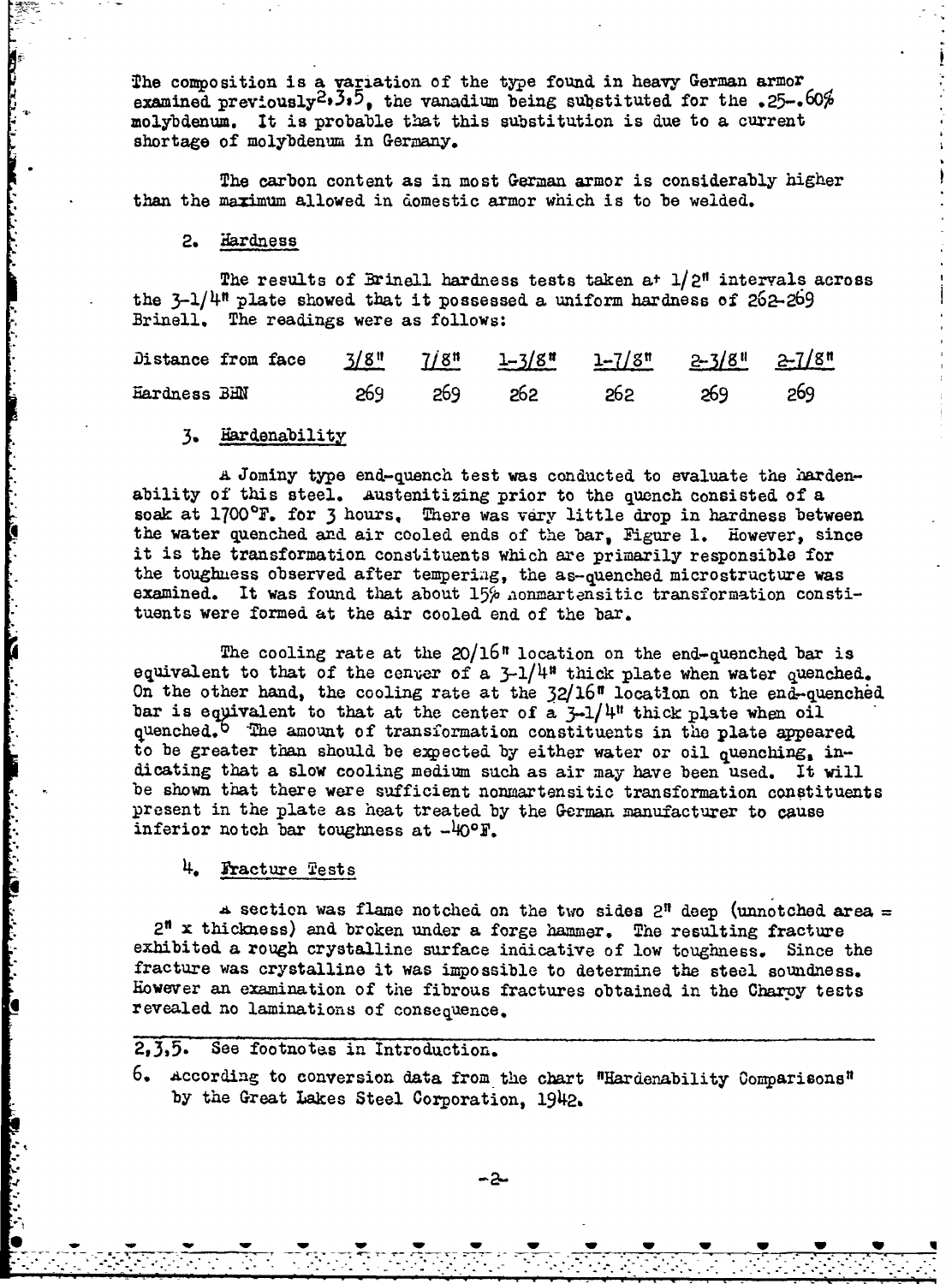The composition is a variation of the type found in heavy German armor examined previously[2,3,5], the vanadium being substituted for the .25-.60% molybdenum. It is probable that this substitution is due to a current shortage of molybdenum in Germany.

The carbon content as in most German armor is considerably higher than the maximum allowed in domestic armor which is to be welded.

## 2. Hardness

The results of Brinell hardness tests taken at 1/2" intervals across the 3-1/4" plate showed that it possessed a uniform hardness of 262-269 Brinell. The readings were as follows:

| Distance from face | 3/8" | 7/8" | 1-3/8" | 1-7/8" | 2-3/8" | 2-7/8" |
|---|---|---|---|---|---|---|
| Hardness BHN | 269 | 269 | 262 | 262 | 269 | 269 |

## 3. Hardenability

A Jominy type end-quench test was conducted to evaluate the hardenability of this steel. Austenitizing prior to the quench consisted of a soak at 1700°F. for 3 hours. There was very little drop in hardness between the water quenched and air cooled ends of the bar, Figure 1. However, since it is the transformation constituents which are primarily responsible for the toughness observed after tempering, the as-quenched microstructure was examined. It was found that about 15% nonmartensitic transformation constituents were formed at the air cooled end of the bar.

The cooling rate at the 20/16" location on the end-quenched bar is equivalent to that of the center of a 3-1/4" thick plate when water quenched. On the other hand, the cooling rate at the 32/16" location on the end-quenched bar is equivalent to that at the center of a 3-1/4" thick plate when oil quenched.[6] The amount of transformation constituents in the plate appeared to be greater than should be expected by either water or oil quenching, indicating that a slow cooling medium such as air may have been used. It will be shown that there were sufficient nonmartensitic transformation constituents present in the plate as heat treated by the German manufacturer to cause inferior notch bar toughness at -40°F.

## 4. Fracture Tests

A section was flame notched on the two sides 2" deep (unnotched area = 2" x thickness) and broken under a forge hammer. The resulting fracture exhibited a rough crystalline surface indicative of low toughness. Since the fracture was crystalline it was impossible to determine the steel soundness. However an examination of the fibrous fractures obtained in the Charpy tests revealed no laminations of consequence.

---

2,3,5. See footnotes in Introduction.

6. According to conversion data from the chart "Hardenability Comparisons" by the Great Lakes Steel Corporation, 1942.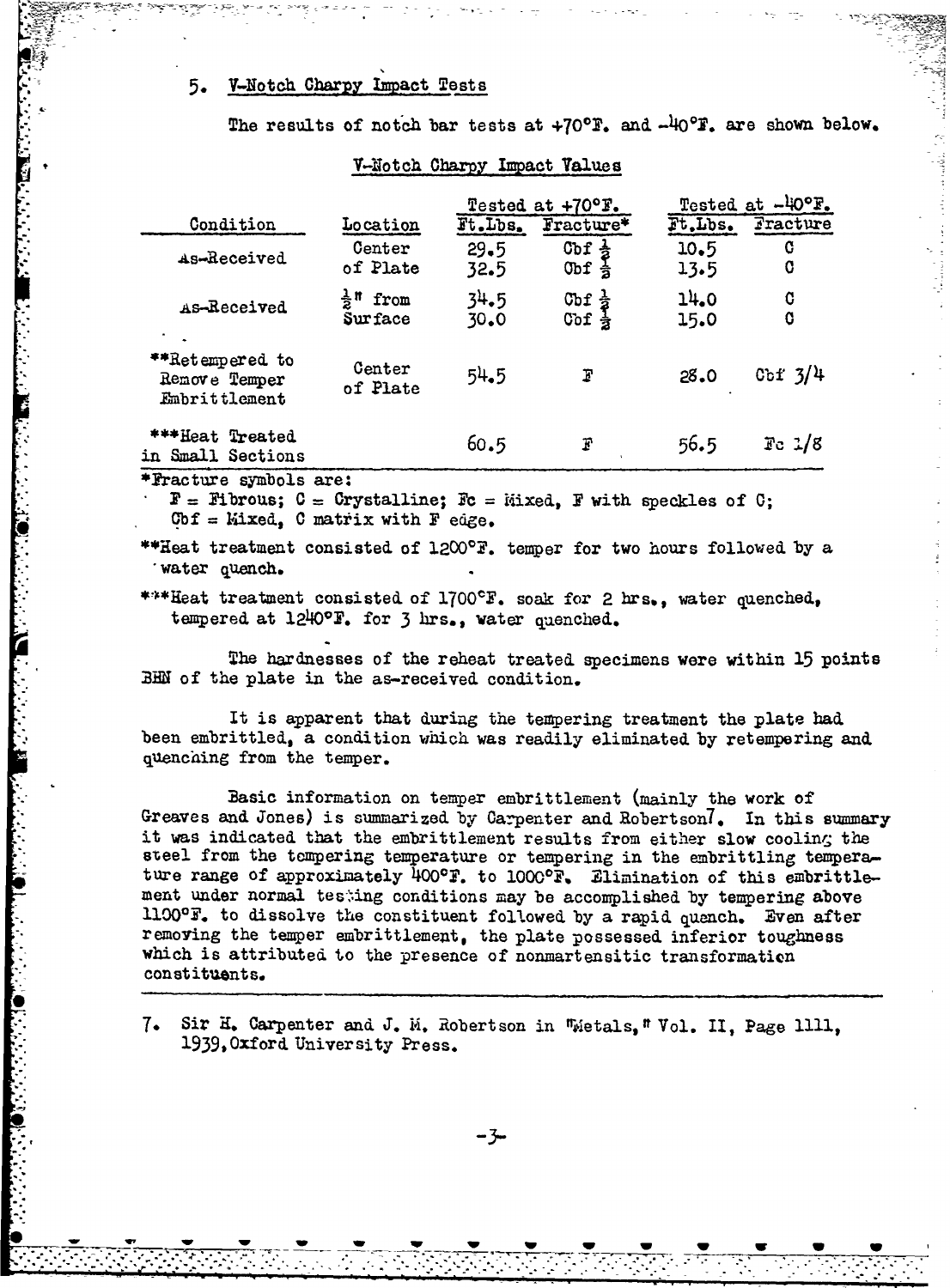## 5. V-Notch Charpy Impact Tests

The results of notch bar tests at +70°F. and -40°F. are shown below.

V-Notch Charpy Impact Values

| Condition | Location | Tested at +70°F. | | Tested at -40°F. | |
|---|---|---|---|---|---|
| | | Ft.Lbs. | Fracture* | Ft.Lbs. | Fracture |
| As-Received | Center of Plate | 29.5<br>32.5 | Cbf ½<br>Cbf ½ | 10.5<br>13.5 | C<br>C |
| As-Received | ½" from Surface | 34.5<br>30.0 | Cbf ½<br>Cbf ½ | 14.0<br>15.0 | C<br>C |
| **Retempered to Remove Temper Embrittlement | Center of Plate | 54.5 | F | 28.0 | Cbf 3/4 |
| ***Heat Treated in Small Sections | | 60.5 | F | 56.5 | Fc 1/8 |

*Fracture symbols are:
F = Fibrous; C = Crystalline; Fc = Mixed, F with speckles of C;
Cbf = Mixed, C matrix with F edge.

**Heat treatment consisted of 1200°F. temper for two hours followed by a water quench.

***Heat treatment consisted of 1700°F. soak for 2 hrs., water quenched, tempered at 1240°F. for 3 hrs., water quenched.

The hardnesses of the reheat treated specimens were within 15 points BHN of the plate in the as-received condition.

It is apparent that during the tempering treatment the plate had been embrittled, a condition which was readily eliminated by retempering and quenching from the temper.

Basic information on temper embrittlement (mainly the work of Greaves and Jones) is summarized by Carpenter and Robertson[7]. In this summary it was indicated that the embrittlement results from either slow cooling the steel from the tempering temperature or tempering in the embrittling temperature range of approximately 400°F. to 1000°F. Elimination of this embrittlement under normal testing conditions may be accomplished by tempering above 1100°F. to dissolve the constituent followed by a rapid quench. Even after removing the temper embrittlement, the plate possessed inferior toughness which is attributed to the presence of nonmartensitic transformation constituents.

---

7. Sir H. Carpenter and J. M. Robertson in "Metals," Vol. II, Page 1111, 1939, Oxford University Press.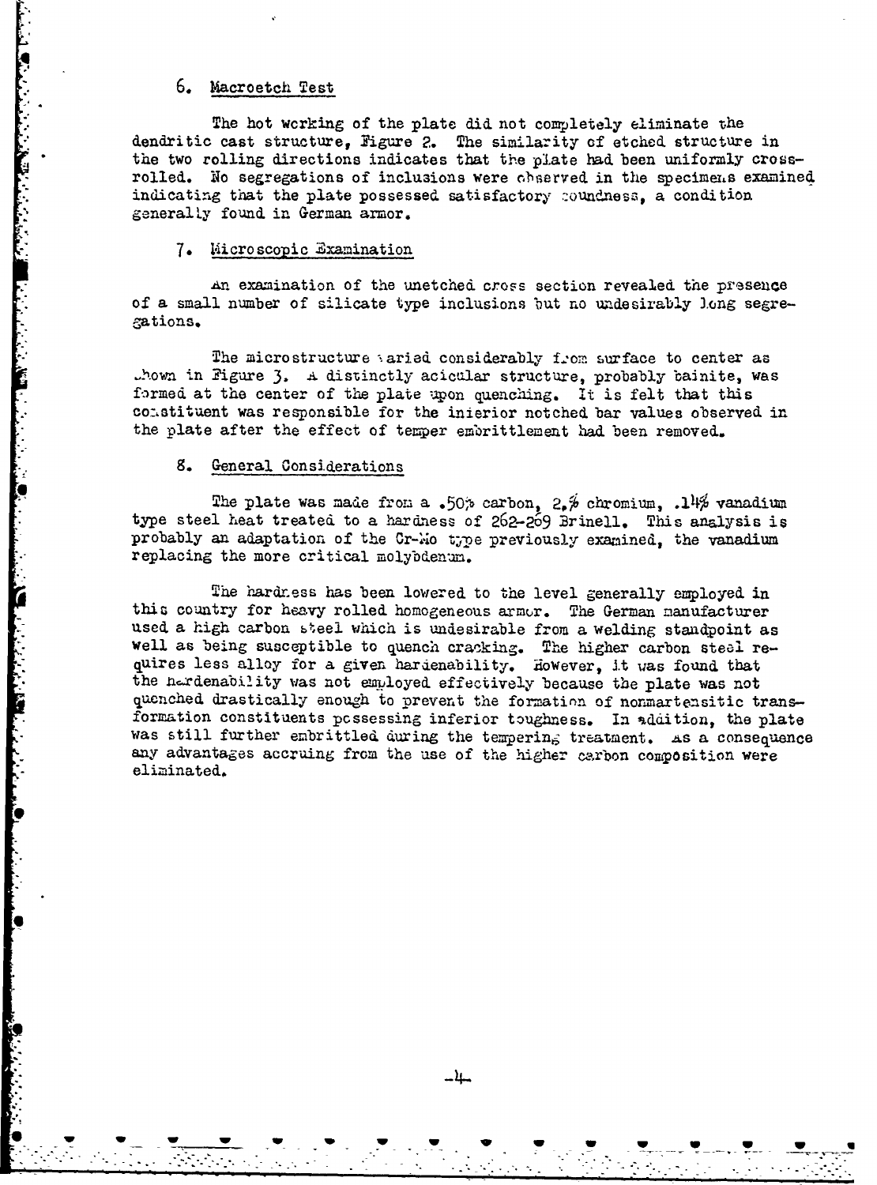## 6. Macroetch Test

The hot working of the plate did not completely eliminate the dendritic cast structure, Figure 2. The similarity of etched structure in the two rolling directions indicates that the plate had been uniformly cross-rolled. No segregations of inclusions were observed in the specimens examined indicating that the plate possessed satisfactory soundness, a condition generally found in German armor.

## 7. Microscopic Examination

An examination of the unetched cross section revealed the presence of a small number of silicate type inclusions but no undesirably long segregations.

The microstructure varied considerably from surface to center as shown in Figure 3. A distinctly acicular structure, probably bainite, was formed at the center of the plate upon quenching. It is felt that this constituent was responsible for the inferior notched bar values observed in the plate after the effect of temper embrittlement had been removed.

## 8. General Considerations

The plate was made from a .50% carbon, 2.% chromium, .14% vanadium type steel heat treated to a hardness of 262-269 Brinell. This analysis is probably an adaptation of the Cr-Mo type previously examined, the vanadium replacing the more critical molybdenum.

The hardness has been lowered to the level generally employed in this country for heavy rolled homogeneous armor. The German manufacturer used a high carbon steel which is undesirable from a welding standpoint as well as being susceptible to quench cracking. The higher carbon steel requires less alloy for a given hardenability. However, it was found that the hardenability was not employed effectively because the plate was not quenched drastically enough to prevent the formation of nonmartensitic transformation constituents possessing inferior toughness. In addition, the plate was still further embrittled during the tempering treatment. As a consequence any advantages accruing from the use of the higher carbon composition were eliminated.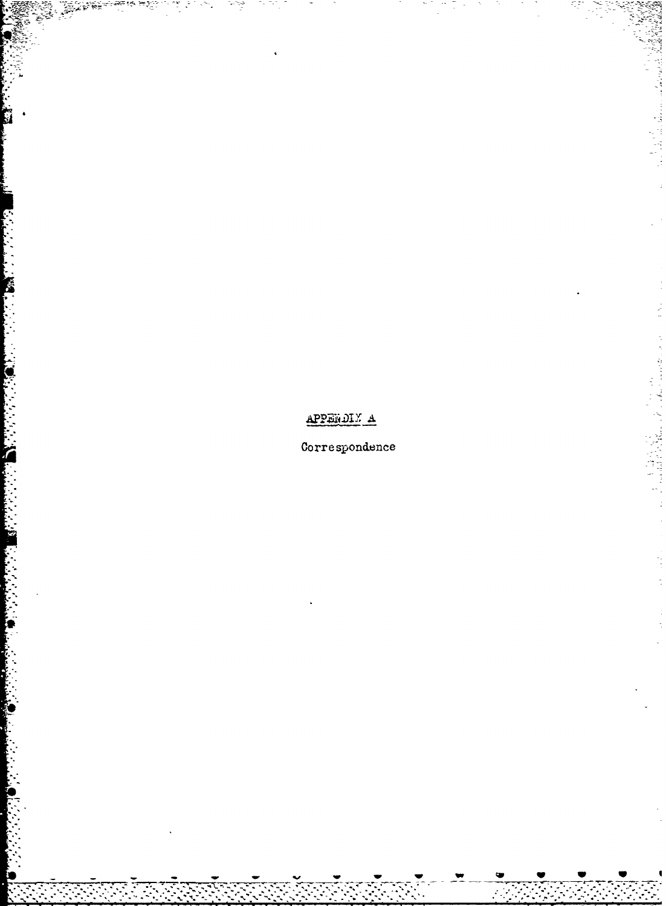# APPENDIX A

Correspondence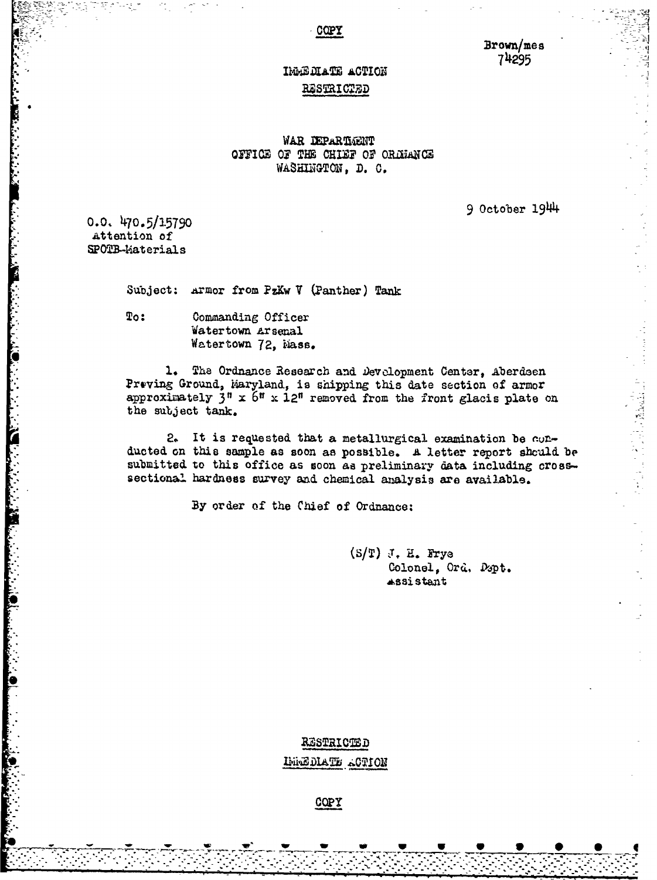COPY

Brown/mes
74295

IMMEDIATE ACTION

RESTRICTED

WAR DEPARTMENT
OFFICE OF THE CHIEF OF ORDNANCE
WASHINGTON, D. C.

9 October 1944

O.O. 470.5/15790
Attention of
SPOTB-Materials

Subject: Armor from PzKw V (Panther) Tank

To: Commanding Officer
Watertown Arsenal
Watertown 72, Mass.

1. The Ordnance Research and Development Center, Aberdeen Proving Ground, Maryland, is shipping this date section of armor approximately 3" x 6" x 12" removed from the front glacis plate on the subject tank.

2. It is requested that a metallurgical examination be conducted on this sample as soon as possible. A letter report should be submitted to this office as soon as preliminary data including cross-sectional hardness survey and chemical analysis are available.

By order of the Chief of Ordnance:

(S/T) J. H. Frye
Colonel, Ord. Dept.
Assistant

RESTRICTED

IMMEDIATE ACTION

COPY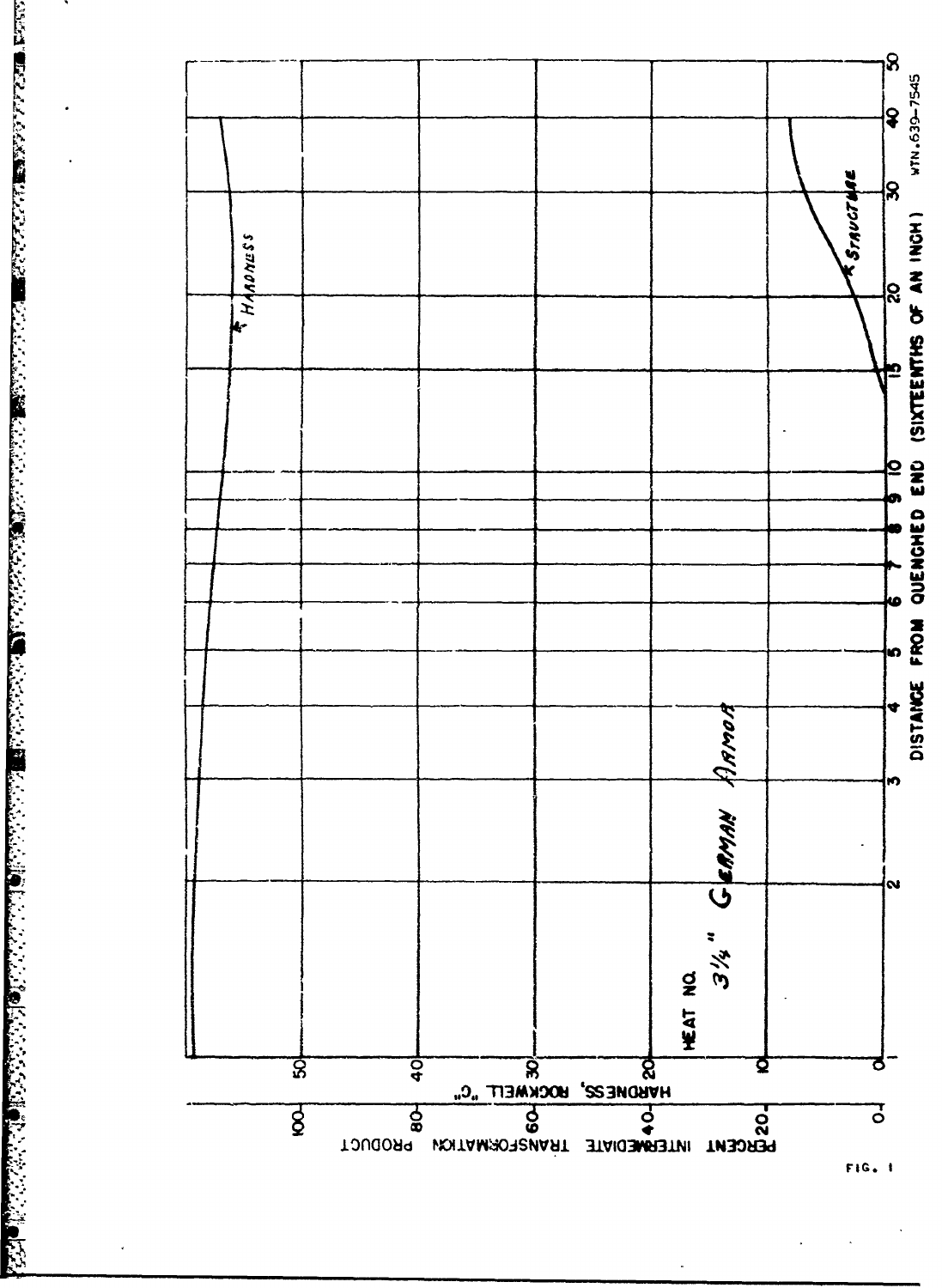HARDNESS, ROCKWELL "C"

PERCENT INTERMEDIATE TRANSFORMATION PRODUCT

DISTANCE FROM QUENCHED END (SIXTEENTHS OF AN INCH)

HEAT NO. 3¼" GERMAN ARMOR

HARDNESS

STRUCTURE

WTN.639-7545

FIG. 1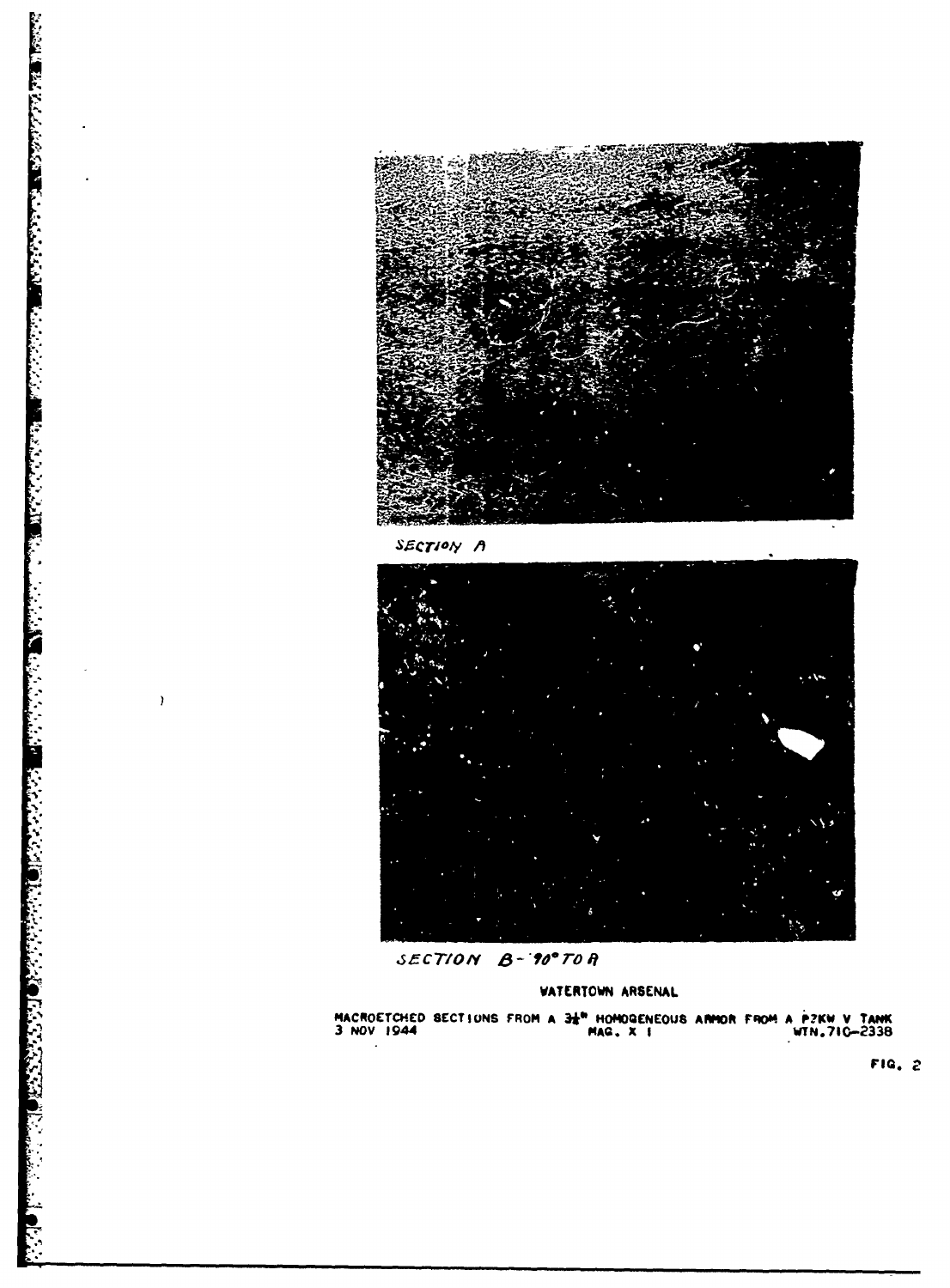SECTION A

SECTION B - 90° TO A

WATERTOWN ARSENAL

MACROETCHED SECTIONS FROM A 3½" HOMOGENEOUS ARMOR FROM A PZKW V TANK
3 NOV 1944 MAG. X 1 WTN.710-2338

FIG. 2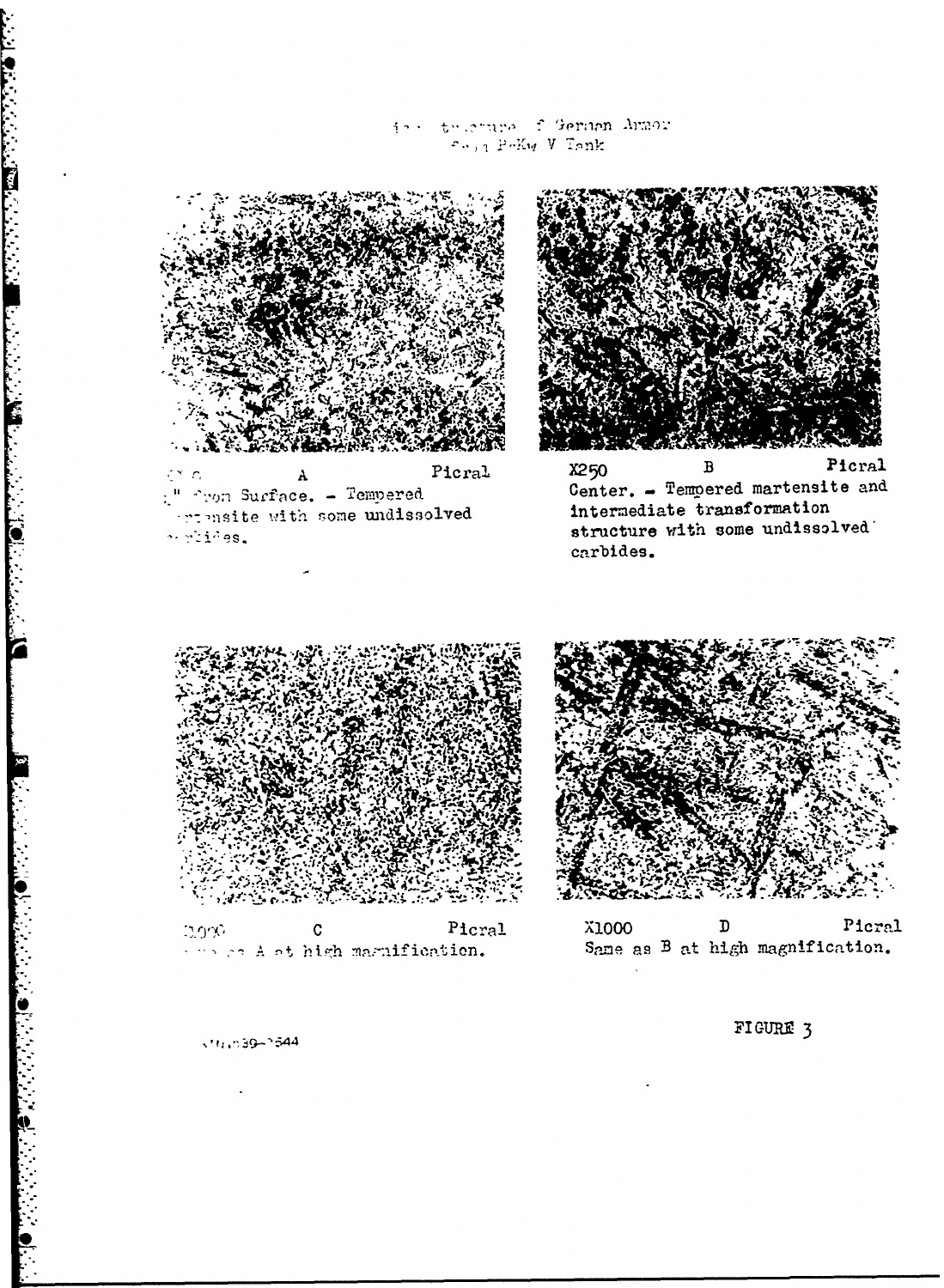Microstructure of German Armor
from PzKw V Tank

X250 A Picral
½" from Surface. - Tempered martensite with some undissolved carbides.

X250 B Picral
Center. - Tempered martensite and intermediate transformation structure with some undissolved carbides.

X1000 C Picral
Same as A at high magnification.

X1000 D Picral
Same as B at high magnification.

FIGURE 3

WTN 639-2544